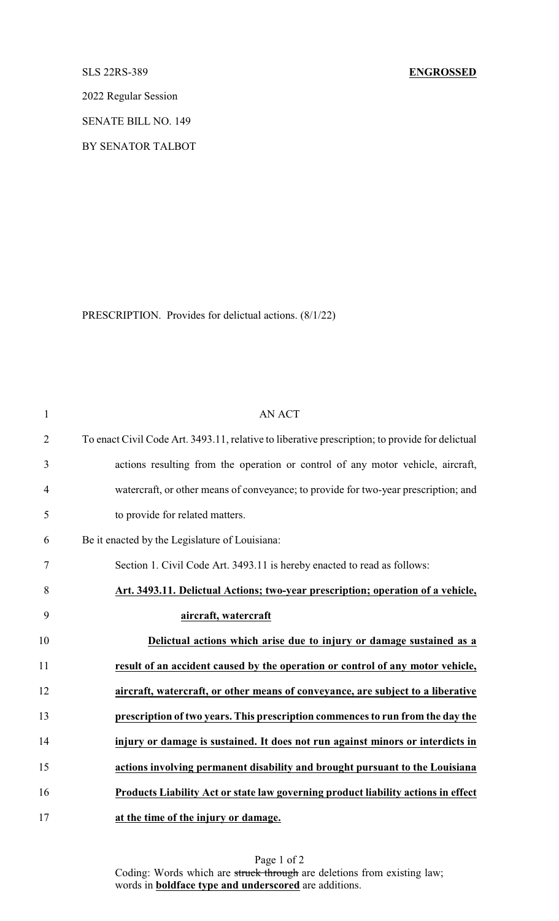SLS 22RS-389 **ENGROSSED**

2022 Regular Session

SENATE BILL NO. 149

BY SENATOR TALBOT

PRESCRIPTION. Provides for delictual actions. (8/1/22)

AN ACT

To enact Civil Code Art. 3493.11, relative to liberative prescription; to provide for delictual actions resulting from the operation or control of any motor vehicle, aircraft, watercraft, or other means of conveyance; to provide for two-year prescription; and to provide for related matters.

Be it enacted by the Legislature of Louisiana:

Section 1. Civil Code Art. 3493.11 is hereby enacted to read as follows:

**Art. 3493.11. Delictual Actions; two-year prescription; operation of a vehicle, aircraft, watercraft**

**Delictual actions which arise due to injury or damage sustained as a result of an accident caused by the operation or control of any motor vehicle, aircraft, watercraft, or other means of conveyance, are subject to a liberative prescription of two years. This prescription commences to run from the day the injury or damage is sustained. It does not run against minors or interdicts in actions involving permanent disability and brought pursuant to the Louisiana Products Liability Act or state law governing product liability actions in effect at the time of the injury or damage.**

Coding: Words which are ~~struck through~~ are deletions from existing law; words in **boldface type and underscored** are additions.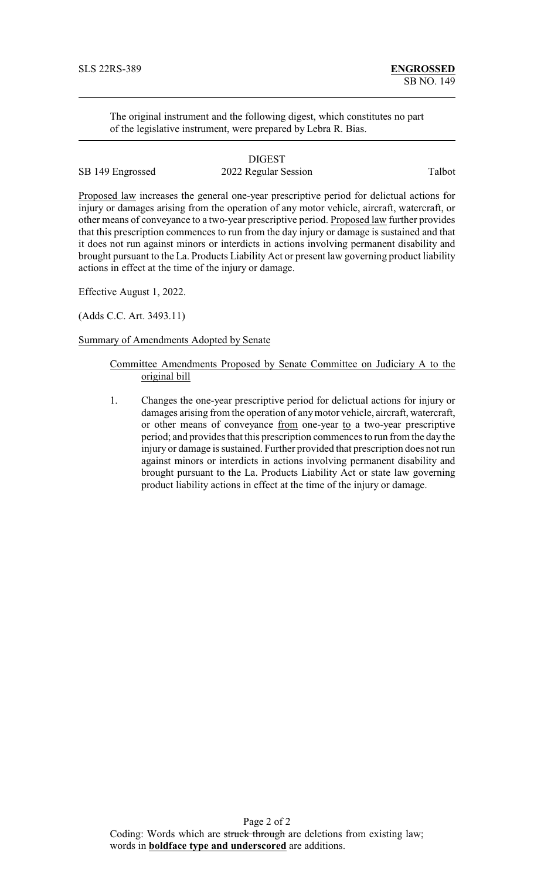The original instrument and the following digest, which constitutes no part of the legislative instrument, were prepared by Lebra R. Bias.

DIGEST

SB 149 Engrossed 2022 Regular Session Talbot

Proposed law increases the general one-year prescriptive period for delictual actions for injury or damages arising from the operation of any motor vehicle, aircraft, watercraft, or other means of conveyance to a two-year prescriptive period. Proposed law further provides that this prescription commences to run from the day injury or damage is sustained and that it does not run against minors or interdicts in actions involving permanent disability and brought pursuant to the La. Products Liability Act or present law governing product liability actions in effect at the time of the injury or damage.

Effective August 1, 2022.

(Adds C.C. Art. 3493.11)

Summary of Amendments Adopted by Senate

Committee Amendments Proposed by Senate Committee on Judiciary A to the original bill

1. Changes the one-year prescriptive period for delictual actions for injury or damages arising from the operation of any motor vehicle, aircraft, watercraft, or other means of conveyance from one-year to a two-year prescriptive period; and provides that this prescription commences to run from the day the injury or damage is sustained. Further provided that prescription does not run against minors or interdicts in actions involving permanent disability and brought pursuant to the La. Products Liability Act or state law governing product liability actions in effect at the time of the injury or damage.

Coding: Words which are ~~struck through~~ are deletions from existing law; words in **boldface type and underscored** are additions.